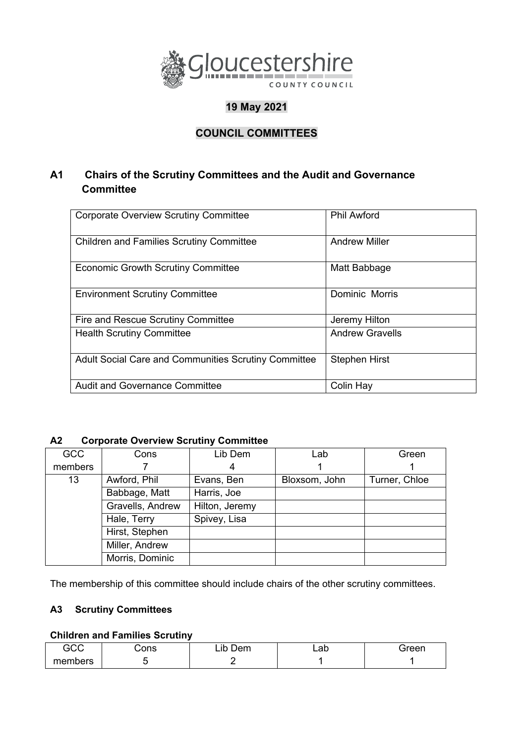Gloucestershire COUNTY COUNCIL

**19 May 2021**

**COUNCIL COMMITTEES**

## A1 Chairs of the Scrutiny Committees and the Audit and Governance Committee

| Committee | Chair |
| --- | --- |
| Corporate Overview Scrutiny Committee | Phil Awford |
| Children and Families Scrutiny Committee | Andrew Miller |
| Economic Growth Scrutiny Committee | Matt Babbage |
| Environment Scrutiny Committee | Dominic Morris |
| Fire and Rescue Scrutiny Committee | Jeremy Hilton |
| Health Scrutiny Committee | Andrew Gravells |
| Adult Social Care and Communities Scrutiny Committee | Stephen Hirst |
| Audit and Governance Committee | Colin Hay |

### A2 Corporate Overview Scrutiny Committee

| GCC members | Cons 7 | Lib Dem 4 | Lab 1 | Green 1 |
| --- | --- | --- | --- | --- |
| 13 | Awford, Phil | Evans, Ben | Bloxsom, John | Turner, Chloe |
| | Babbage, Matt | Harris, Joe | | |
| | Gravells, Andrew | Hilton, Jeremy | | |
| | Hale, Terry | Spivey, Lisa | | |
| | Hirst, Stephen | | | |
| | Miller, Andrew | | | |
| | Morris, Dominic | | | |

The membership of this committee should include chairs of the other scrutiny committees.

### A3 Scrutiny Committees

**Children and Families Scrutiny**

| GCC members | Cons | Lib Dem | Lab | Green |
| --- | --- | --- | --- | --- |
| | 5 | 2 | 1 | 1 |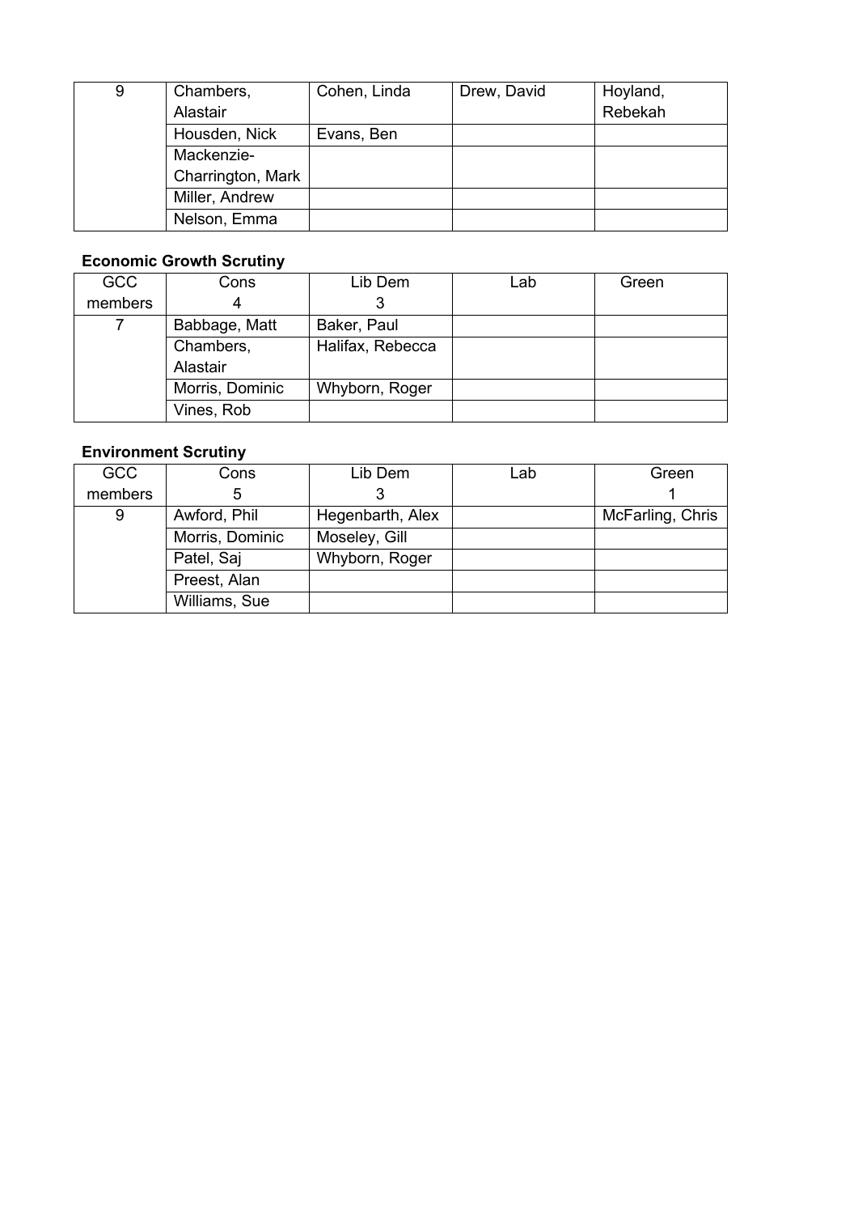| | | | | |
|---|---|---|---|---|
| 9 | Chambers, Alastair | Cohen, Linda | Drew, David | Hoyland, Rebekah |
| | Housden, Nick | Evans, Ben | | |
| | Mackenzie-Charrington, Mark | | | |
| | Miller, Andrew | | | |
| | Nelson, Emma | | | |

**Economic Growth Scrutiny**

| GCC members | Cons 4 | Lib Dem 3 | Lab | Green |
|---|---|---|---|---|
| 7 | Babbage, Matt | Baker, Paul | | |
| | Chambers, Alastair | Halifax, Rebecca | | |
| | Morris, Dominic | Whyborn, Roger | | |
| | Vines, Rob | | | |

**Environment Scrutiny**

| GCC members | Cons 5 | Lib Dem 3 | Lab | Green 1 |
|---|---|---|---|---|
| 9 | Awford, Phil | Hegenbarth, Alex | | McFarling, Chris |
| | Morris, Dominic | Moseley, Gill | | |
| | Patel, Saj | Whyborn, Roger | | |
| | Preest, Alan | | | |
| | Williams, Sue | | | |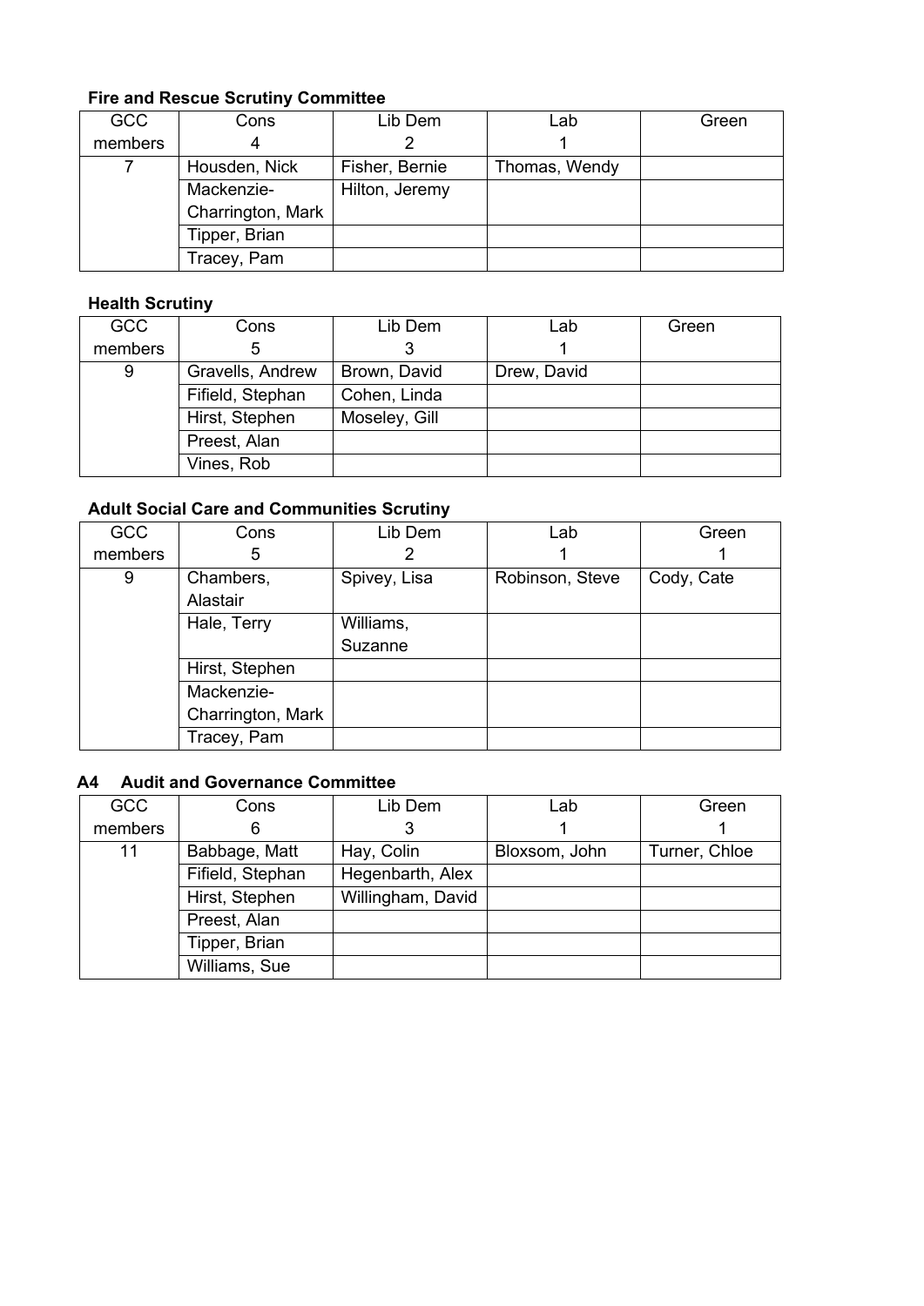**Fire and Rescue Scrutiny Committee**

| GCC members | Cons 4 | Lib Dem 2 | Lab 1 | Green |
|---|---|---|---|---|
| 7 | Housden, Nick | Fisher, Bernie | Thomas, Wendy | |
| | Mackenzie-Charrington, Mark | Hilton, Jeremy | | |
| | Tipper, Brian | | | |
| | Tracey, Pam | | | |

**Health Scrutiny**

| GCC members | Cons 5 | Lib Dem 3 | Lab 1 | Green |
|---|---|---|---|---|
| 9 | Gravells, Andrew | Brown, David | Drew, David | |
| | Fifield, Stephan | Cohen, Linda | | |
| | Hirst, Stephen | Moseley, Gill | | |
| | Preest, Alan | | | |
| | Vines, Rob | | | |

**Adult Social Care and Communities Scrutiny**

| GCC members | Cons 5 | Lib Dem 2 | Lab 1 | Green 1 |
|---|---|---|---|---|
| 9 | Chambers, Alastair | Spivey, Lisa | Robinson, Steve | Cody, Cate |
| | Hale, Terry | Williams, Suzanne | | |
| | Hirst, Stephen | | | |
| | Mackenzie-Charrington, Mark | | | |
| | Tracey, Pam | | | |

**A4 Audit and Governance Committee**

| GCC members | Cons 6 | Lib Dem 3 | Lab 1 | Green 1 |
|---|---|---|---|---|
| 11 | Babbage, Matt | Hay, Colin | Bloxsom, John | Turner, Chloe |
| | Fifield, Stephan | Hegenbarth, Alex | | |
| | Hirst, Stephen | Willingham, David | | |
| | Preest, Alan | | | |
| | Tipper, Brian | | | |
| | Williams, Sue | | | |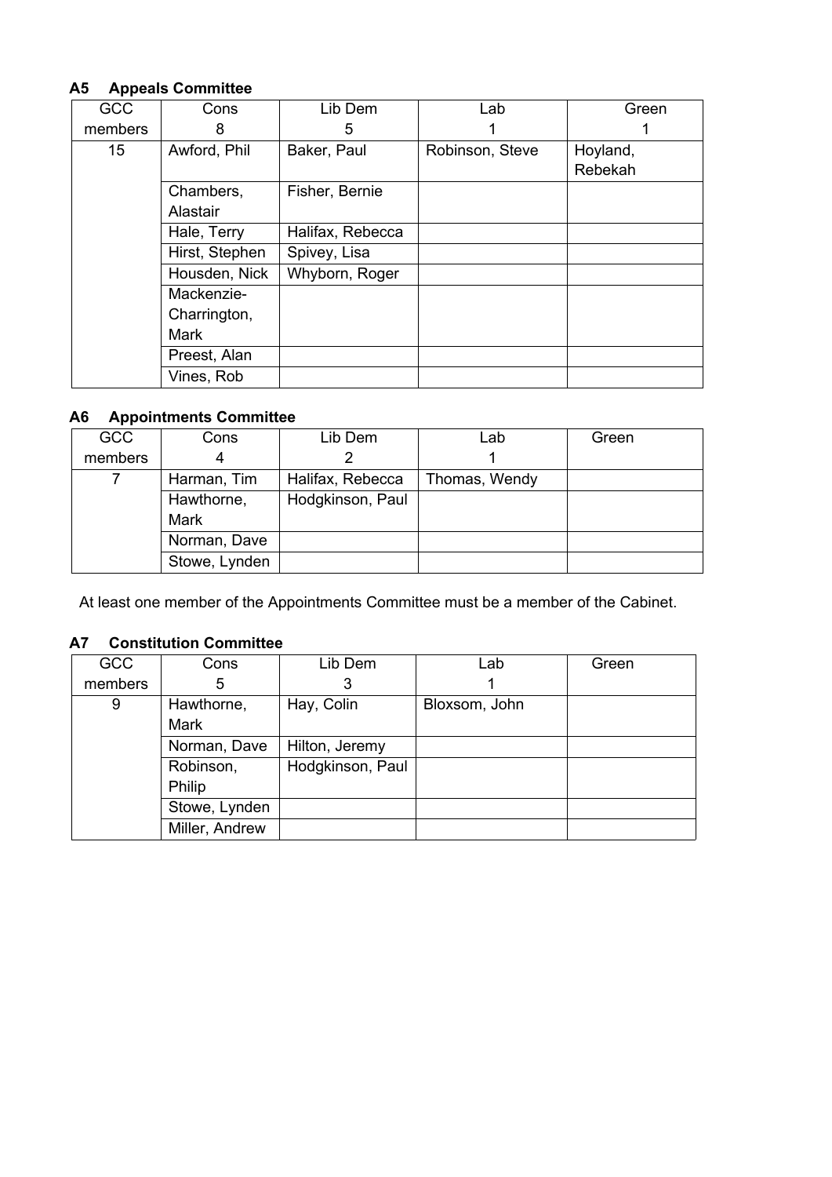### A5 Appeals Committee

| GCC members | Cons 8 | Lib Dem 5 | Lab 1 | Green 1 |
|---|---|---|---|---|
| 15 | Awford, Phil | Baker, Paul | Robinson, Steve | Hoyland, Rebekah |
| | Chambers, Alastair | Fisher, Bernie | | |
| | Hale, Terry | Halifax, Rebecca | | |
| | Hirst, Stephen | Spivey, Lisa | | |
| | Housden, Nick | Whyborn, Roger | | |
| | Mackenzie-Charrington, Mark | | | |
| | Preest, Alan | | | |
| | Vines, Rob | | | |

### A6 Appointments Committee

| GCC members | Cons 4 | Lib Dem 2 | Lab 1 | Green |
|---|---|---|---|---|
| 7 | Harman, Tim | Halifax, Rebecca | Thomas, Wendy | |
| | Hawthorne, Mark | Hodgkinson, Paul | | |
| | Norman, Dave | | | |
| | Stowe, Lynden | | | |

At least one member of the Appointments Committee must be a member of the Cabinet.

### A7 Constitution Committee

| GCC members | Cons 5 | Lib Dem 3 | Lab 1 | Green |
|---|---|---|---|---|
| 9 | Hawthorne, Mark | Hay, Colin | Bloxsom, John | |
| | Norman, Dave | Hilton, Jeremy | | |
| | Robinson, Philip | Hodgkinson, Paul | | |
| | Stowe, Lynden | | | |
| | Miller, Andrew | | | |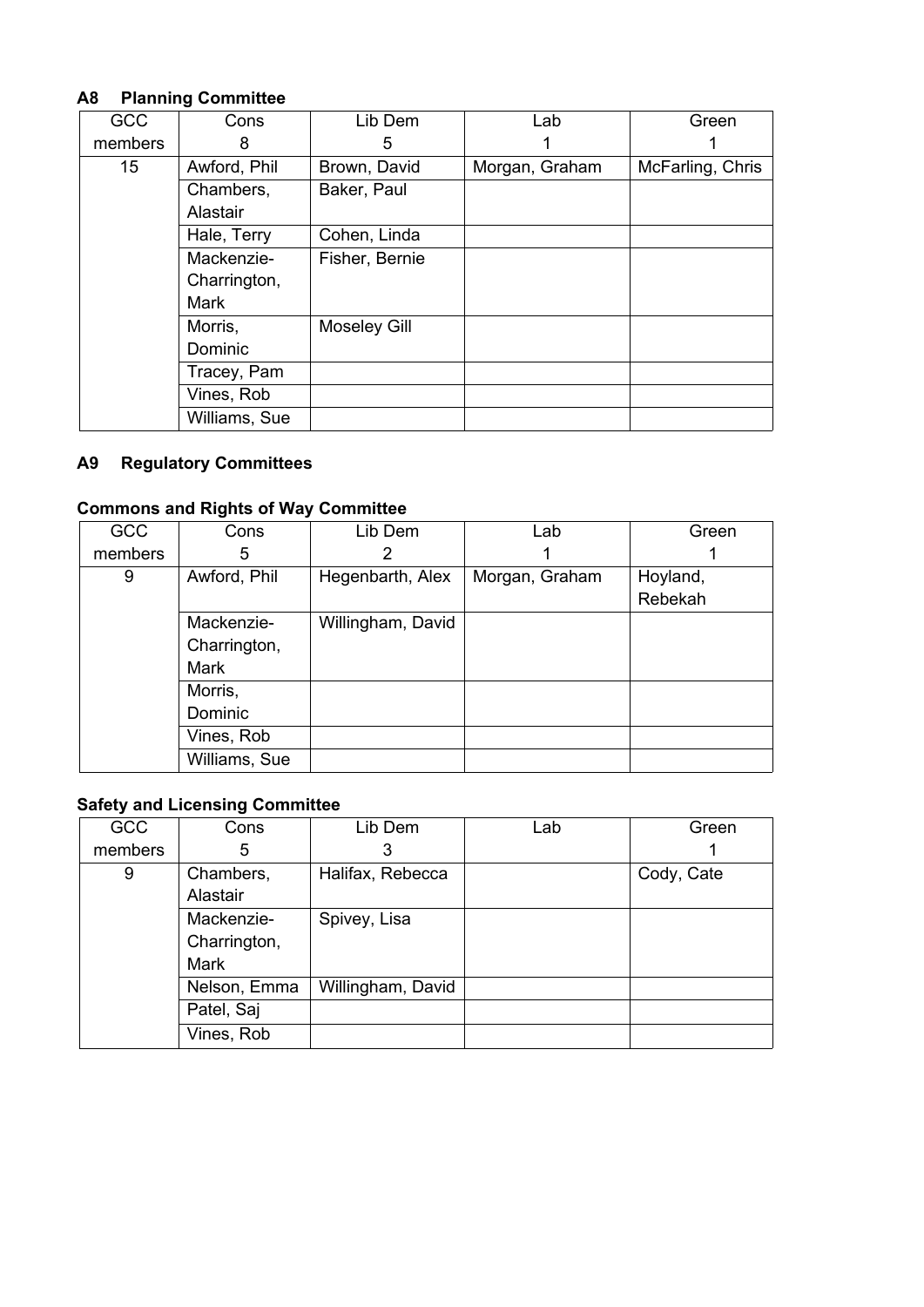## A8 Planning Committee

| GCC members | Cons 8 | Lib Dem 5 | Lab 1 | Green 1 |
|---|---|---|---|---|
| 15 | Awford, Phil | Brown, David | Morgan, Graham | McFarling, Chris |
| | Chambers, Alastair | Baker, Paul | | |
| | Hale, Terry | Cohen, Linda | | |
| | Mackenzie-Charrington, Mark | Fisher, Bernie | | |
| | Morris, Dominic | Moseley Gill | | |
| | Tracey, Pam | | | |
| | Vines, Rob | | | |
| | Williams, Sue | | | |

## A9 Regulatory Committees

### Commons and Rights of Way Committee

| GCC members | Cons 5 | Lib Dem 2 | Lab 1 | Green 1 |
|---|---|---|---|---|
| 9 | Awford, Phil | Hegenbarth, Alex | Morgan, Graham | Hoyland, Rebekah |
| | Mackenzie-Charrington, Mark | Willingham, David | | |
| | Morris, Dominic | | | |
| | Vines, Rob | | | |
| | Williams, Sue | | | |

### Safety and Licensing Committee

| GCC members | Cons 5 | Lib Dem 3 | Lab | Green 1 |
|---|---|---|---|---|
| 9 | Chambers, Alastair | Halifax, Rebecca | | Cody, Cate |
| | Mackenzie-Charrington, Mark | Spivey, Lisa | | |
| | Nelson, Emma | Willingham, David | | |
| | Patel, Saj | | | |
| | Vines, Rob | | | |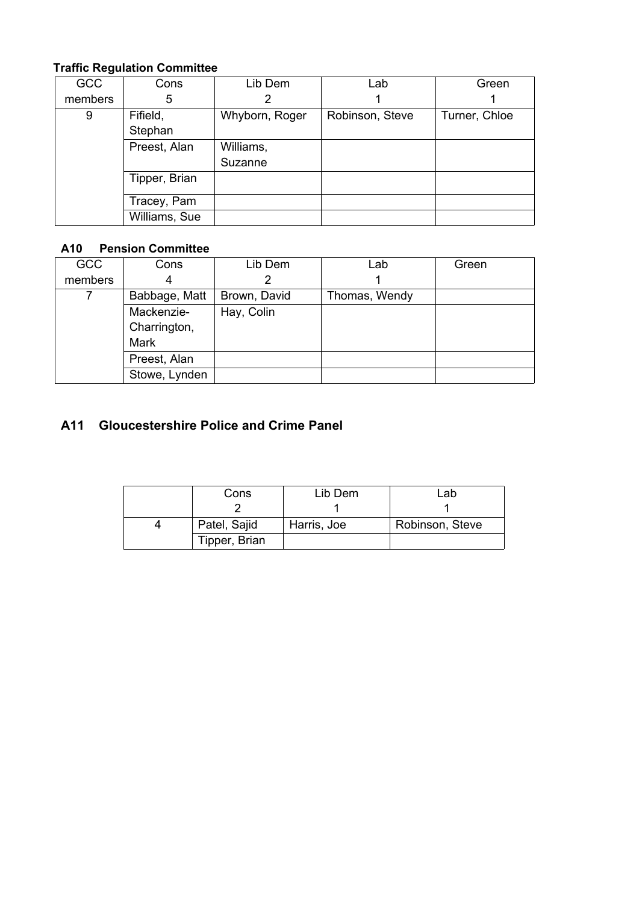**Traffic Regulation Committee**

| GCC members | Cons 5 | Lib Dem 2 | Lab 1 | Green 1 |
|---|---|---|---|---|
| 9 | Fifield, Stephan | Whyborn, Roger | Robinson, Steve | Turner, Chloe |
| | Preest, Alan | Williams, Suzanne | | |
| | Tipper, Brian | | | |
| | Tracey, Pam | | | |
| | Williams, Sue | | | |

### A10 Pension Committee

| GCC members | Cons 4 | Lib Dem 2 | Lab 1 | Green |
|---|---|---|---|---|
| 7 | Babbage, Matt | Brown, David | Thomas, Wendy | |
| | Mackenzie-Charrington, Mark | Hay, Colin | | |
| | Preest, Alan | | | |
| | Stowe, Lynden | | | |

## A11 Gloucestershire Police and Crime Panel

| | Cons 2 | Lib Dem 1 | Lab 1 |
|---|---|---|---|
| 4 | Patel, Sajid | Harris, Joe | Robinson, Steve |
| | Tipper, Brian | | |